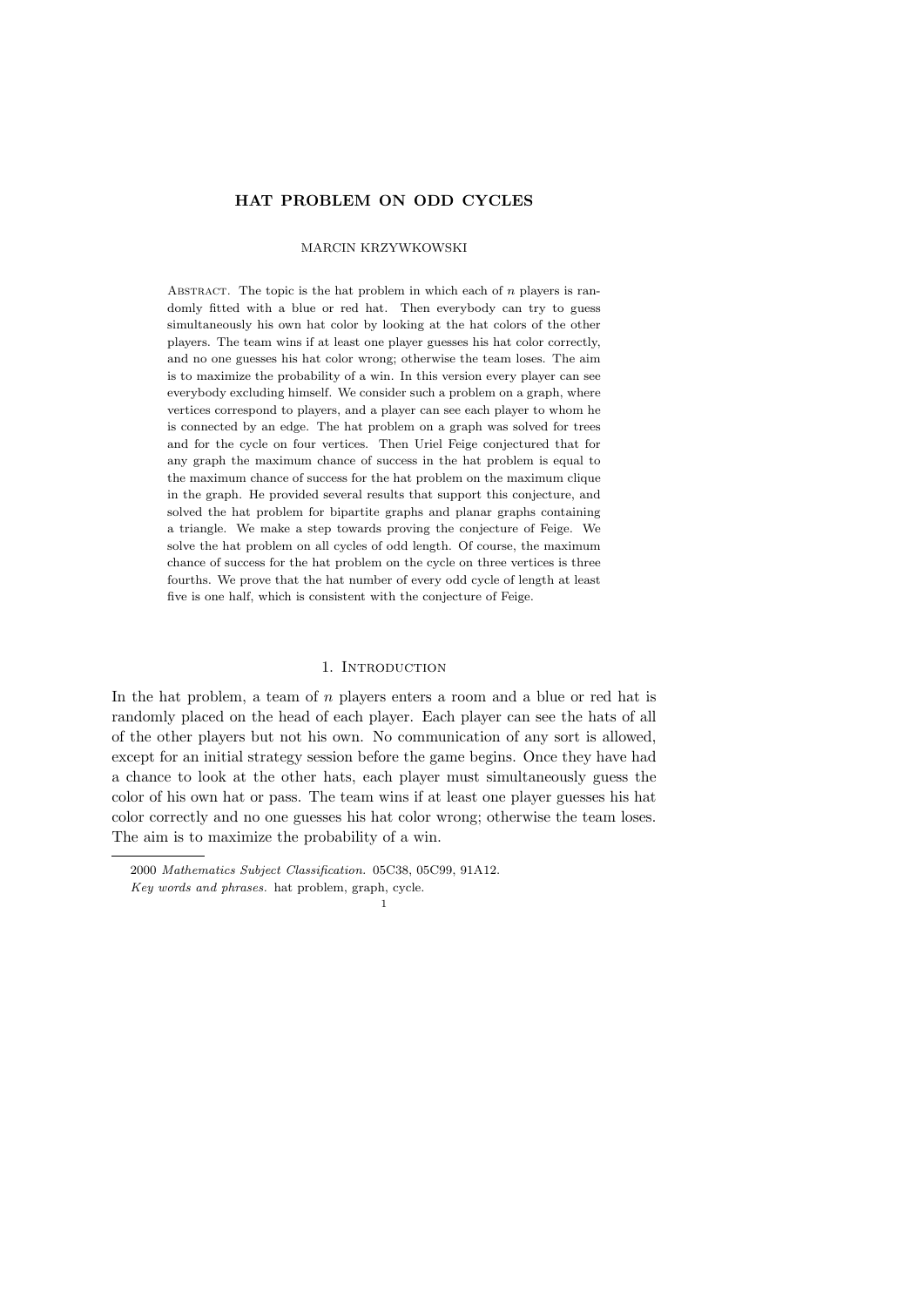# HAT PROBLEM ON ODD CYCLES

MARCIN KRZYWKOWSKI

Abstract. The topic is the hat problem in which each of $n$ players is randomly fitted with a blue or red hat. Then everybody can try to guess simultaneously his own hat color by looking at the hat colors of the other players. The team wins if at least one player guesses his hat color correctly, and no one guesses his hat color wrong; otherwise the team loses. The aim is to maximize the probability of a win. In this version every player can see everybody excluding himself. We consider such a problem on a graph, where vertices correspond to players, and a player can see each player to whom he is connected by an edge. The hat problem on a graph was solved for trees and for the cycle on four vertices. Then Uriel Feige conjectured that for any graph the maximum chance of success in the hat problem is equal to the maximum chance of success for the hat problem on the maximum clique in the graph. He provided several results that support this conjecture, and solved the hat problem for bipartite graphs and planar graphs containing a triangle. We make a step towards proving the conjecture of Feige. We solve the hat problem on all cycles of odd length. Of course, the maximum chance of success for the hat problem on the cycle on three vertices is three fourths. We prove that the hat number of every odd cycle of length at least five is one half, which is consistent with the conjecture of Feige.

## 1. Introduction

In the hat problem, a team of $n$ players enters a room and a blue or red hat is randomly placed on the head of each player. Each player can see the hats of all of the other players but not his own. No communication of any sort is allowed, except for an initial strategy session before the game begins. Once they have had a chance to look at the other hats, each player must simultaneously guess the color of his own hat or pass. The team wins if at least one player guesses his hat color correctly and no one guesses his hat color wrong; otherwise the team loses. The aim is to maximize the probability of a win.

---

2000 *Mathematics Subject Classification.* 05C38, 05C99, 91A12.

*Key words and phrases.* hat problem, graph, cycle.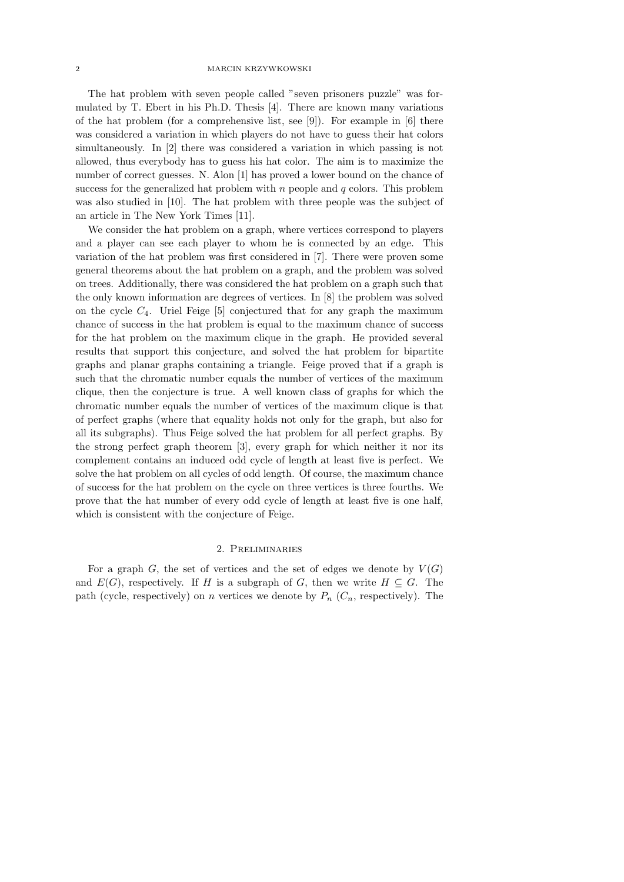The hat problem with seven people called "seven prisoners puzzle" was formulated by T. Ebert in his Ph.D. Thesis [4]. There are known many variations of the hat problem (for a comprehensive list, see [9]). For example in [6] there was considered a variation in which players do not have to guess their hat colors simultaneously. In [2] there was considered a variation in which passing is not allowed, thus everybody has to guess his hat color. The aim is to maximize the number of correct guesses. N. Alon [1] has proved a lower bound on the chance of success for the generalized hat problem with $n$ people and $q$ colors. This problem was also studied in [10]. The hat problem with three people was the subject of an article in The New York Times [11].

We consider the hat problem on a graph, where vertices correspond to players and a player can see each player to whom he is connected by an edge. This variation of the hat problem was first considered in [7]. There were proven some general theorems about the hat problem on a graph, and the problem was solved on trees. Additionally, there was considered the hat problem on a graph such that the only known information are degrees of vertices. In [8] the problem was solved on the cycle $C_4$. Uriel Feige [5] conjectured that for any graph the maximum chance of success in the hat problem is equal to the maximum chance of success for the hat problem on the maximum clique in the graph. He provided several results that support this conjecture, and solved the hat problem for bipartite graphs and planar graphs containing a triangle. Feige proved that if a graph is such that the chromatic number equals the number of vertices of the maximum clique, then the conjecture is true. A well known class of graphs for which the chromatic number equals the number of vertices of the maximum clique is that of perfect graphs (where that equality holds not only for the graph, but also for all its subgraphs). Thus Feige solved the hat problem for all perfect graphs. By the strong perfect graph theorem [3], every graph for which neither it nor its complement contains an induced odd cycle of length at least five is perfect. We solve the hat problem on all cycles of odd length. Of course, the maximum chance of success for the hat problem on the cycle on three vertices is three fourths. We prove that the hat number of every odd cycle of length at least five is one half, which is consistent with the conjecture of Feige.

## 2. Preliminaries

For a graph $G$, the set of vertices and the set of edges we denote by $V(G)$ and $E(G)$, respectively. If $H$ is a subgraph of $G$, then we write $H \subseteq G$. The path (cycle, respectively) on $n$ vertices we denote by $P_n$ ($C_n$, respectively). The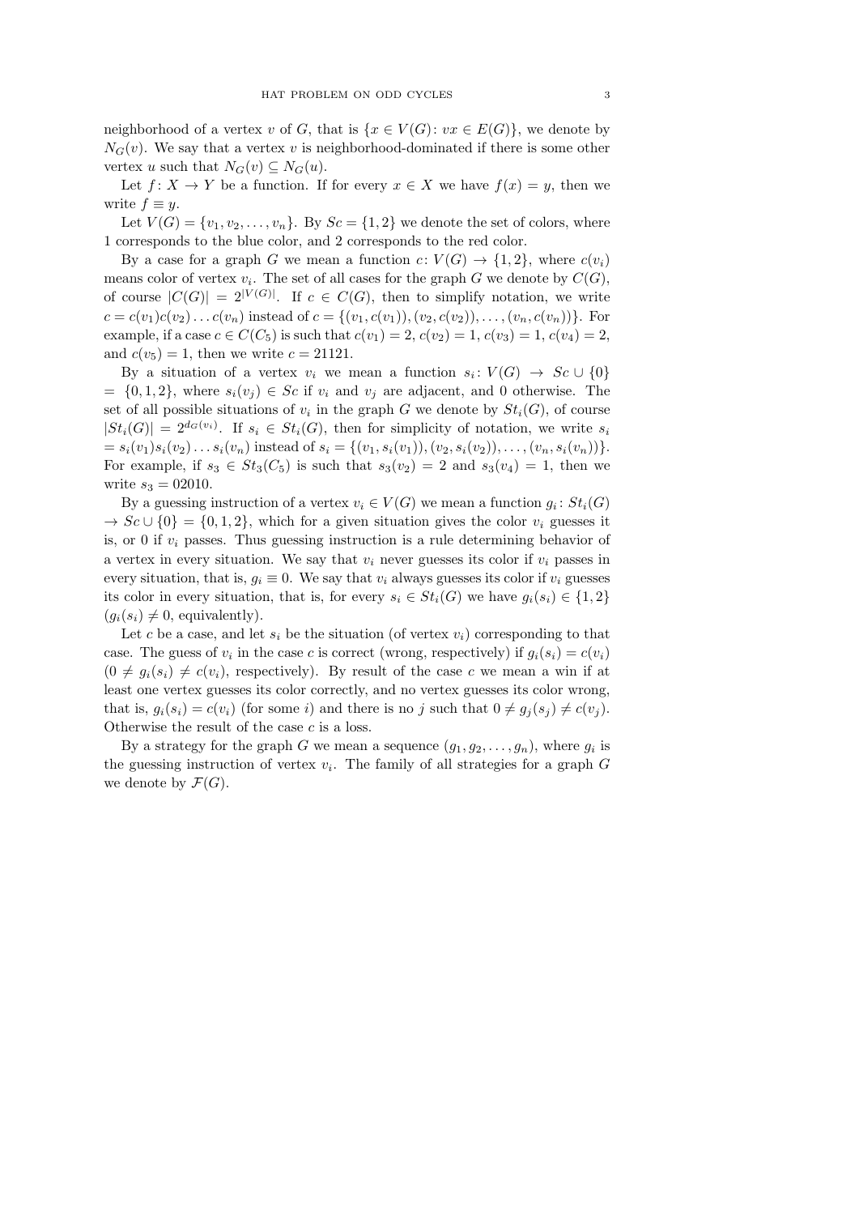neighborhood of a vertex $v$ of $G$, that is $\{x \in V(G)\colon vx \in E(G)\}$, we denote by $N_G(v)$. We say that a vertex $v$ is neighborhood-dominated if there is some other vertex $u$ such that $N_G(v) \subseteq N_G(u)$.

Let $f\colon X \to Y$ be a function. If for every $x \in X$ we have $f(x) = y$, then we write $f \equiv y$.

Let $V(G) = \{v_1, v_2, \ldots, v_n\}$. By $Sc = \{1, 2\}$ we denote the set of colors, where 1 corresponds to the blue color, and 2 corresponds to the red color.

By a case for a graph $G$ we mean a function $c\colon V(G) \to \{1, 2\}$, where $c(v_i)$ means color of vertex $v_i$. The set of all cases for the graph $G$ we denote by $C(G)$, of course $|C(G)| = 2^{|V(G)|}$. If $c \in C(G)$, then to simplify notation, we write $c = c(v_1)c(v_2)\ldots c(v_n)$ instead of $c = \{(v_1, c(v_1)), (v_2, c(v_2)), \ldots, (v_n, c(v_n))\}$. For example, if a case $c \in C(C_5)$ is such that $c(v_1) = 2$, $c(v_2) = 1$, $c(v_3) = 1$, $c(v_4) = 2$, and $c(v_5) = 1$, then we write $c = 21121$.

By a situation of a vertex $v_i$ we mean a function $s_i\colon V(G) \to Sc \cup \{0\} = \{0, 1, 2\}$, where $s_i(v_j) \in Sc$ if $v_i$ and $v_j$ are adjacent, and 0 otherwise. The set of all possible situations of $v_i$ in the graph $G$ we denote by $St_i(G)$, of course $|St_i(G)| = 2^{d_G(v_i)}$. If $s_i \in St_i(G)$, then for simplicity of notation, we write $s_i = s_i(v_1)s_i(v_2)\ldots s_i(v_n)$ instead of $s_i = \{(v_1, s_i(v_1)), (v_2, s_i(v_2)), \ldots, (v_n, s_i(v_n))\}$. For example, if $s_3 \in St_3(C_5)$ is such that $s_3(v_2) = 2$ and $s_3(v_4) = 1$, then we write $s_3 = 02010$.

By a guessing instruction of a vertex $v_i \in V(G)$ we mean a function $g_i\colon St_i(G) \to Sc \cup \{0\} = \{0, 1, 2\}$, which for a given situation gives the color $v_i$ guesses it is, or 0 if $v_i$ passes. Thus guessing instruction is a rule determining behavior of a vertex in every situation. We say that $v_i$ never guesses its color if $v_i$ passes in every situation, that is, $g_i \equiv 0$. We say that $v_i$ always guesses its color if $v_i$ guesses its color in every situation, that is, for every $s_i \in St_i(G)$ we have $g_i(s_i) \in \{1, 2\}$ ($g_i(s_i) \neq 0$, equivalently).

Let $c$ be a case, and let $s_i$ be the situation (of vertex $v_i$) corresponding to that case. The guess of $v_i$ in the case $c$ is correct (wrong, respectively) if $g_i(s_i) = c(v_i)$ ($0 \neq g_i(s_i) \neq c(v_i)$, respectively). By result of the case $c$ we mean a win if at least one vertex guesses its color correctly, and no vertex guesses its color wrong, that is, $g_i(s_i) = c(v_i)$ (for some $i$) and there is no $j$ such that $0 \neq g_j(s_j) \neq c(v_j)$. Otherwise the result of the case $c$ is a loss.

By a strategy for the graph $G$ we mean a sequence $(g_1, g_2, \ldots, g_n)$, where $g_i$ is the guessing instruction of vertex $v_i$. The family of all strategies for a graph $G$ we denote by $\mathcal{F}(G)$.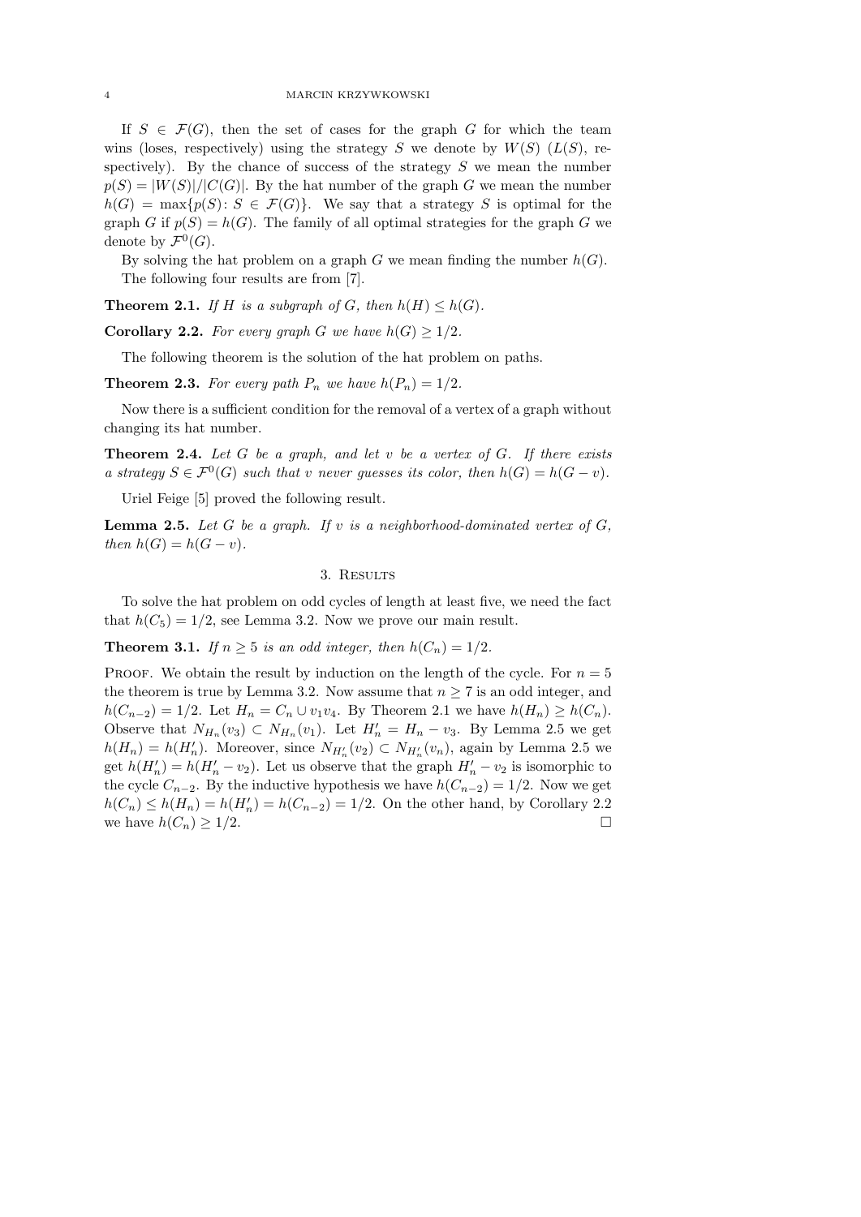If $S \in \mathcal{F}(G)$, then the set of cases for the graph $G$ for which the team wins (loses, respectively) using the strategy $S$ we denote by $W(S)$ ($L(S)$, respectively). By the chance of success of the strategy $S$ we mean the number $p(S) = |W(S)|/|C(G)|$. By the hat number of the graph $G$ we mean the number $h(G) = \max\{p(S) \colon S \in \mathcal{F}(G)\}$. We say that a strategy $S$ is optimal for the graph $G$ if $p(S) = h(G)$. The family of all optimal strategies for the graph $G$ we denote by $\mathcal{F}^0(G)$.

By solving the hat problem on a graph $G$ we mean finding the number $h(G)$.

The following four results are from [7].

**Theorem 2.1.** *If $H$ is a subgraph of $G$, then $h(H) \leq h(G)$.*

**Corollary 2.2.** *For every graph $G$ we have $h(G) \geq 1/2$.*

The following theorem is the solution of the hat problem on paths.

**Theorem 2.3.** *For every path $P_n$ we have $h(P_n) = 1/2$.*

Now there is a sufficient condition for the removal of a vertex of a graph without changing its hat number.

**Theorem 2.4.** *Let $G$ be a graph, and let $v$ be a vertex of $G$. If there exists a strategy $S \in \mathcal{F}^0(G)$ such that $v$ never guesses its color, then $h(G) = h(G - v)$.*

Uriel Feige [5] proved the following result.

**Lemma 2.5.** *Let $G$ be a graph. If $v$ is a neighborhood-dominated vertex of $G$, then $h(G) = h(G - v)$.*

## 3. Results

To solve the hat problem on odd cycles of length at least five, we need the fact that $h(C_5) = 1/2$, see Lemma 3.2. Now we prove our main result.

**Theorem 3.1.** *If $n \geq 5$ is an odd integer, then $h(C_n) = 1/2$.*

Proof. We obtain the result by induction on the length of the cycle. For $n = 5$ the theorem is true by Lemma 3.2. Now assume that $n \geq 7$ is an odd integer, and $h(C_{n-2}) = 1/2$. Let $H_n = C_n \cup v_1v_4$. By Theorem 2.1 we have $h(H_n) \geq h(C_n)$. Observe that $N_{H_n}(v_3) \subset N_{H_n}(v_1)$. Let $H_n' = H_n - v_3$. By Lemma 2.5 we get $h(H_n) = h(H_n')$. Moreover, since $N_{H_n'}(v_2) \subset N_{H_n'}(v_n)$, again by Lemma 2.5 we get $h(H_n') = h(H_n' - v_2)$. Let us observe that the graph $H_n' - v_2$ is isomorphic to the cycle $C_{n-2}$. By the inductive hypothesis we have $h(C_{n-2}) = 1/2$. Now we get $h(C_n) \leq h(H_n) = h(H_n') = h(C_{n-2}) = 1/2$. On the other hand, by Corollary 2.2 we have $h(C_n) \geq 1/2$. $\square$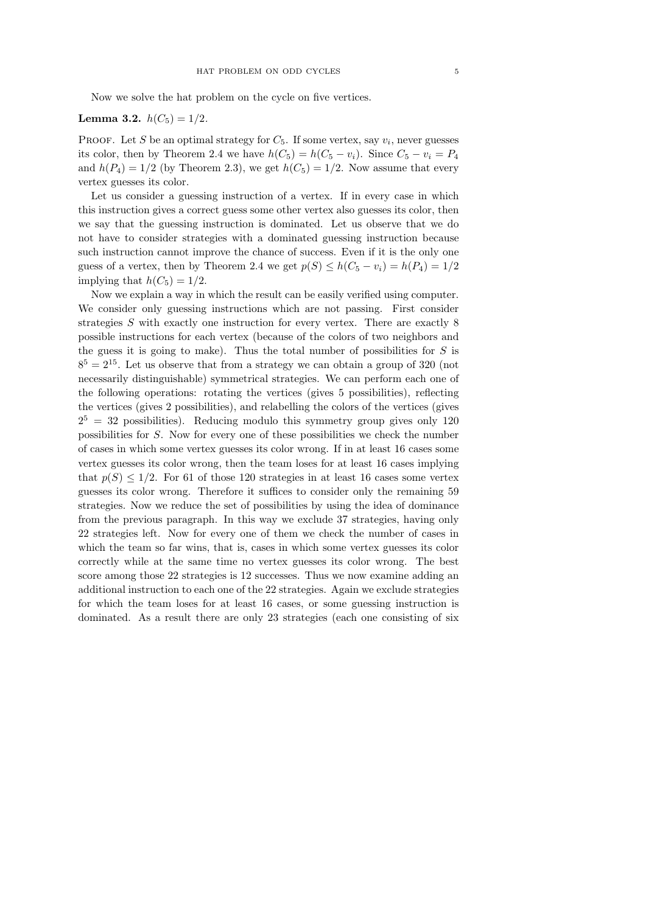Now we solve the hat problem on the cycle on five vertices.

**Lemma 3.2.** $h(C_5) = 1/2$.

PROOF. Let $S$ be an optimal strategy for $C_5$. If some vertex, say $v_i$, never guesses its color, then by Theorem 2.4 we have $h(C_5) = h(C_5 - v_i)$. Since $C_5 - v_i = P_4$ and $h(P_4) = 1/2$ (by Theorem 2.3), we get $h(C_5) = 1/2$. Now assume that every vertex guesses its color.

Let us consider a guessing instruction of a vertex. If in every case in which this instruction gives a correct guess some other vertex also guesses its color, then we say that the guessing instruction is dominated. Let us observe that we do not have to consider strategies with a dominated guessing instruction because such instruction cannot improve the chance of success. Even if it is the only one guess of a vertex, then by Theorem 2.4 we get $p(S) \le h(C_5 - v_i) = h(P_4) = 1/2$ implying that $h(C_5) = 1/2$.

Now we explain a way in which the result can be easily verified using computer. We consider only guessing instructions which are not passing. First consider strategies $S$ with exactly one instruction for every vertex. There are exactly 8 possible instructions for each vertex (because of the colors of two neighbors and the guess it is going to make). Thus the total number of possibilities for $S$ is $8^5 = 2^{15}$. Let us observe that from a strategy we can obtain a group of 320 (not necessarily distinguishable) symmetrical strategies. We can perform each one of the following operations: rotating the vertices (gives 5 possibilities), reflecting the vertices (gives 2 possibilities), and relabelling the colors of the vertices (gives $2^5 = 32$ possibilities). Reducing modulo this symmetry group gives only 120 possibilities for $S$. Now for every one of these possibilities we check the number of cases in which some vertex guesses its color wrong. If in at least 16 cases some vertex guesses its color wrong, then the team loses for at least 16 cases implying that $p(S) \le 1/2$. For 61 of those 120 strategies in at least 16 cases some vertex guesses its color wrong. Therefore it suffices to consider only the remaining 59 strategies. Now we reduce the set of possibilities by using the idea of dominance from the previous paragraph. In this way we exclude 37 strategies, having only 22 strategies left. Now for every one of them we check the number of cases in which the team so far wins, that is, cases in which some vertex guesses its color correctly while at the same time no vertex guesses its color wrong. The best score among those 22 strategies is 12 successes. Thus we now examine adding an additional instruction to each one of the 22 strategies. Again we exclude strategies for which the team loses for at least 16 cases, or some guessing instruction is dominated. As a result there are only 23 strategies (each one consisting of six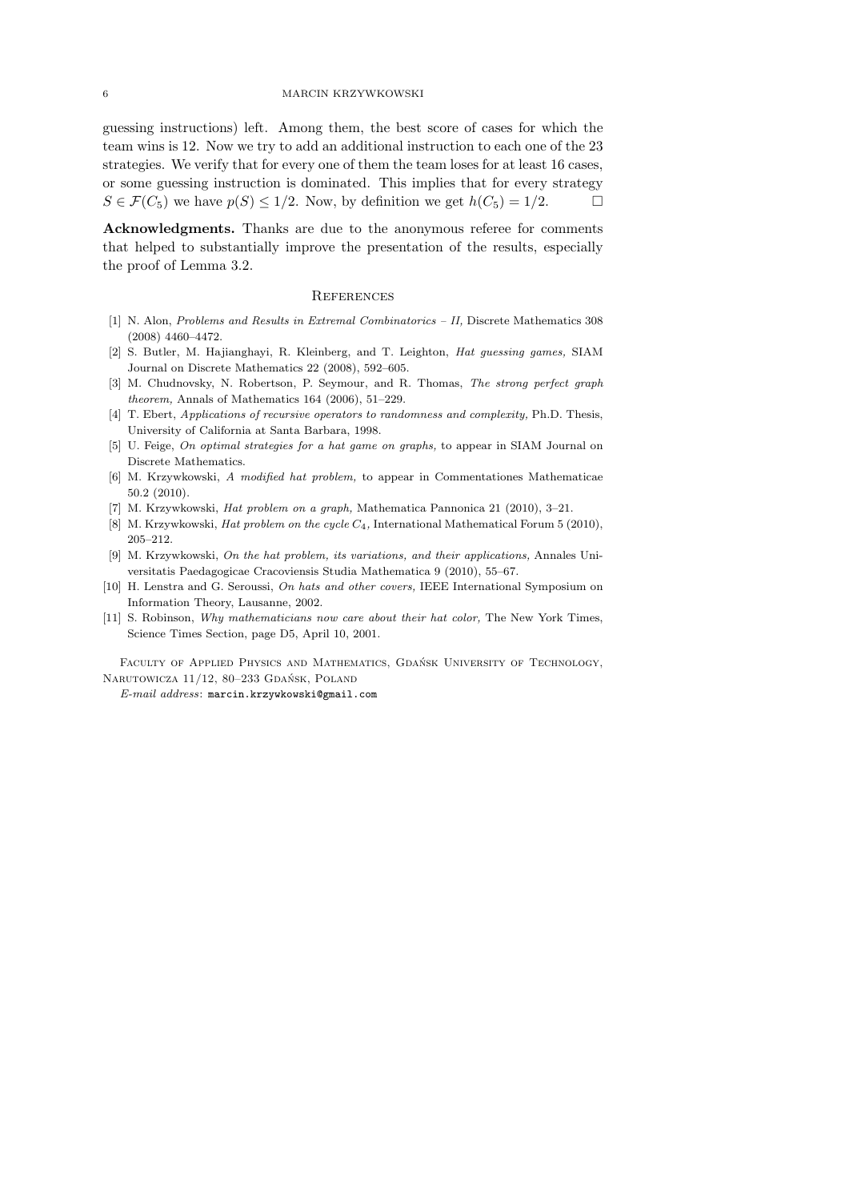guessing instructions) left. Among them, the best score of cases for which the team wins is 12. Now we try to add an additional instruction to each one of the 23 strategies. We verify that for every one of them the team loses for at least 16 cases, or some guessing instruction is dominated. This implies that for every strategy $S \in \mathcal{F}(C_5)$ we have $p(S) \leq 1/2$. Now, by definition we get $h(C_5) = 1/2$. □

**Acknowledgments.** Thanks are due to the anonymous referee for comments that helped to substantially improve the presentation of the results, especially the proof of Lemma 3.2.

## References

[1] N. Alon, *Problems and Results in Extremal Combinatorics – II,* Discrete Mathematics 308 (2008) 4460–4472.

[2] S. Butler, M. Hajianghayi, R. Kleinberg, and T. Leighton, *Hat guessing games,* SIAM Journal on Discrete Mathematics 22 (2008), 592–605.

[3] M. Chudnovsky, N. Robertson, P. Seymour, and R. Thomas, *The strong perfect graph theorem,* Annals of Mathematics 164 (2006), 51–229.

[4] T. Ebert, *Applications of recursive operators to randomness and complexity,* Ph.D. Thesis, University of California at Santa Barbara, 1998.

[5] U. Feige, *On optimal strategies for a hat game on graphs,* to appear in SIAM Journal on Discrete Mathematics.

[6] M. Krzywkowski, *A modified hat problem,* to appear in Commentationes Mathematicae 50.2 (2010).

[7] M. Krzywkowski, *Hat problem on a graph,* Mathematica Pannonica 21 (2010), 3–21.

[8] M. Krzywkowski, *Hat problem on the cycle $C_4$,* International Mathematical Forum 5 (2010), 205–212.

[9] M. Krzywkowski, *On the hat problem, its variations, and their applications,* Annales Universitatis Paedagogicae Cracoviensis Studia Mathematica 9 (2010), 55–67.

[10] H. Lenstra and G. Seroussi, *On hats and other covers,* IEEE International Symposium on Information Theory, Lausanne, 2002.

[11] S. Robinson, *Why mathematicians now care about their hat color,* The New York Times, Science Times Section, page D5, April 10, 2001.

Faculty of Applied Physics and Mathematics, Gdańsk University of Technology, Narutowicza 11/12, 80–233 Gdańsk, Poland

*E-mail address*: marcin.krzywkowski@gmail.com